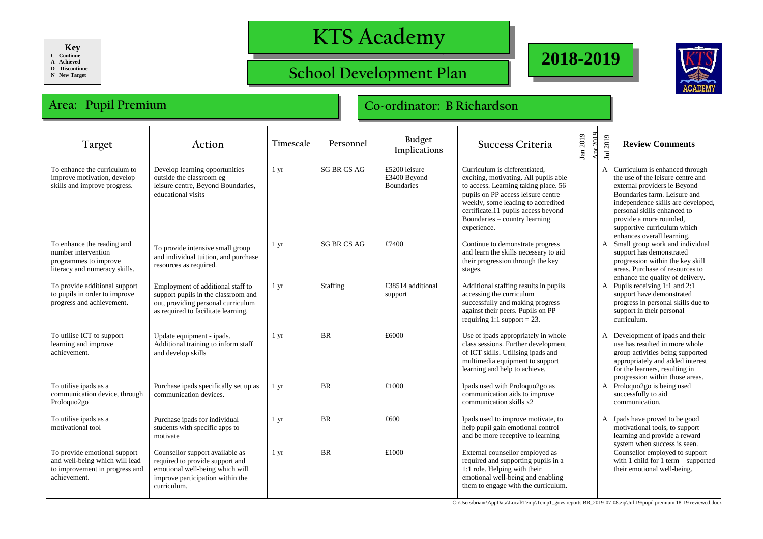**Key**
C Continue
A Achieved
D Discontinue
N New Target

# KTS Academy

## School Development Plan

## 2018-2019

## Area: Pupil Premium

## Co-ordinator: B Richardson

| Target | Action | Timescale | Personnel | Budget Implications | Success Criteria | Jan 2019 | Apr 2019 | Jul 2019 | Review Comments |
|---|---|---|---|---|---|---|---|---|---|
| To enhance the curriculum to improve motivation, develop skills and improve progress. | Develop learning opportunities outside the classroom eg leisure centre, Beyond Boundaries, educational visits | 1 yr | SG BR CS AG | £5200 leisure<br>£3400 Beyond Boundaries | Curriculum is differentiated, exciting, motivating. All pupils able to access. Learning taking place. 56 pupils on PP access leisure centre weekly, some leading to accredited certificate.11 pupils access beyond Boundaries – country learning experience. | | | A | Curriculum is enhanced through the use of the leisure centre and external providers ie Beyond Boundaries farm. Leisure and independence skills are developed, personal skills enhanced to provide a more rounded, supportive curriculum which enhances overall learning. |
| To enhance the reading and number intervention programmes to improve literacy and numeracy skills. | To provide intensive small group and individual tuition, and purchase resources as required. | 1 yr | SG BR CS AG | £7400 | Continue to demonstrate progress and learn the skills necessary to aid their progression through the key stages. | | | A | Small group work and individual support has demonstrated progression within the key skill areas. Purchase of resources to enhance the quality of delivery. |
| To provide additional support to pupils in order to improve progress and achievement. | Employment of additional staff to support pupils in the classroom and out, providing personal curriculum as required to facilitate learning. | 1 yr | Staffing | £38514 additional support | Additional staffing results in pupils accessing the curriculum successfully and making progress against their peers. Pupils on PP requiring 1:1 support = 23. | | | A | Pupils receiving 1:1 and 2:1 support have demonstrated progress in personal skills due to support in their personal curriculum. |
| To utilise ICT to support learning and improve achievement. | Update equipment - ipads. Additional training to inform staff and develop skills | 1 yr | BR | £6000 | Use of ipads appropriately in whole class sessions. Further development of ICT skills. Utilising ipads and multimedia equipment to support learning and help to achieve. | | | A | Development of ipads and their use has resulted in more whole group activities being supported appropriately and added interest for the learners, resulting in progression within those areas. |
| To utilise ipads as a communication device, through Proloquo2go | Purchase ipads specifically set up as communication devices. | 1 yr | BR | £1000 | Ipads used with Proloquo2go as communication aids to improve communication skills x2 | | | A | Proloquo2go is being used successfully to aid communication. |
| To utilise ipads as a motivational tool | Purchase ipads for individual students with specific apps to motivate | 1 yr | BR | £600 | Ipads used to improve motivate, to help pupil gain emotional control and be more receptive to learning | | | A | Ipads have proved to be good motivational tools, to support learning and provide a reward system when success is seen. |
| To provide emotional support and well-being which will lead to improvement in progress and achievement. | Counsellor support available as required to provide support and emotional well-being which will improve participation within the curriculum. | 1 yr | BR | £1000 | External counsellor employed as required and supporting pupils in a 1:1 role. Helping with their emotional well-being and enabling them to engage with the curriculum. | | | | Counsellor employed to support with 1 child for 1 term – supported their emotional well-being. |

C:\Users\brianr\AppData\Local\Temp\Temp1_govs reports BR_2019-07-08.zip\Jul 19\pupil premium 18-19 reviewed.docx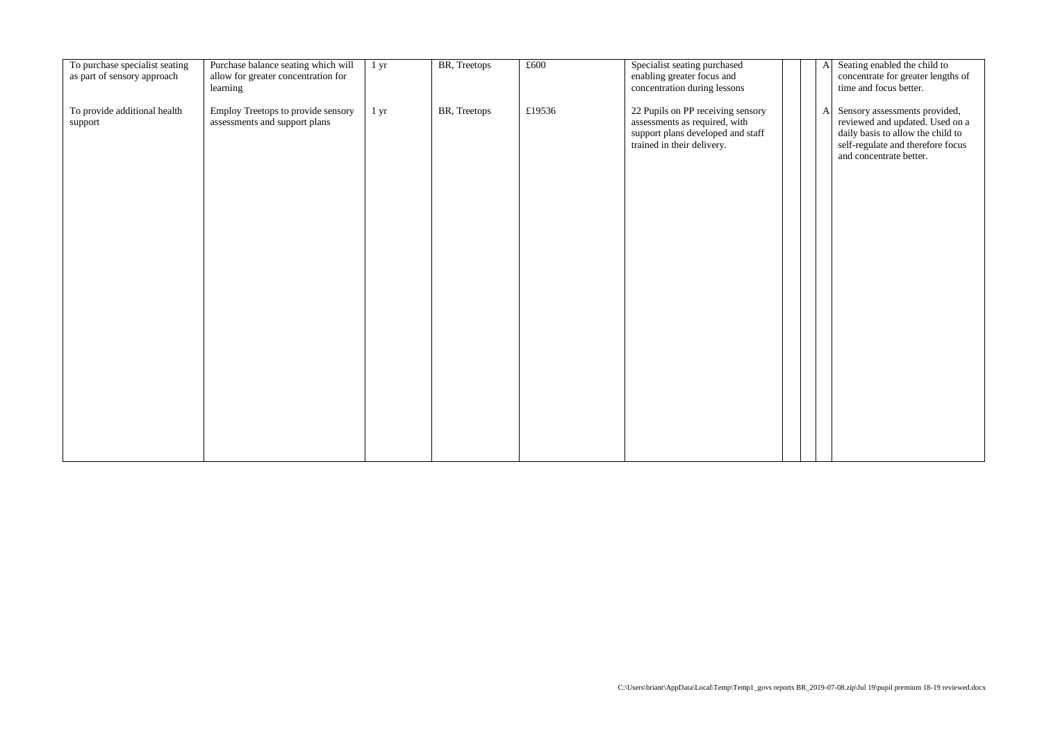| | | | | | | | | | |
|---|---|---|---|---|---|---|---|---|---|
| To purchase specialist seating as part of sensory approach | Purchase balance seating which will allow for greater concentration for learning | 1 yr | BR, Treetops | £600 | Specialist seating purchased enabling greater focus and concentration during lessons | | | A | Seating enabled the child to concentrate for greater lengths of time and focus better. |
| To provide additional health support | Employ Treetops to provide sensory assessments and support plans | 1 yr | BR, Treetops | £19536 | 22 Pupils on PP receiving sensory assessments as required, with support plans developed and staff trained in their delivery. | | | A | Sensory assessments provided, reviewed and updated. Used on a daily basis to allow the child to self-regulate and therefore focus and concentrate better. |